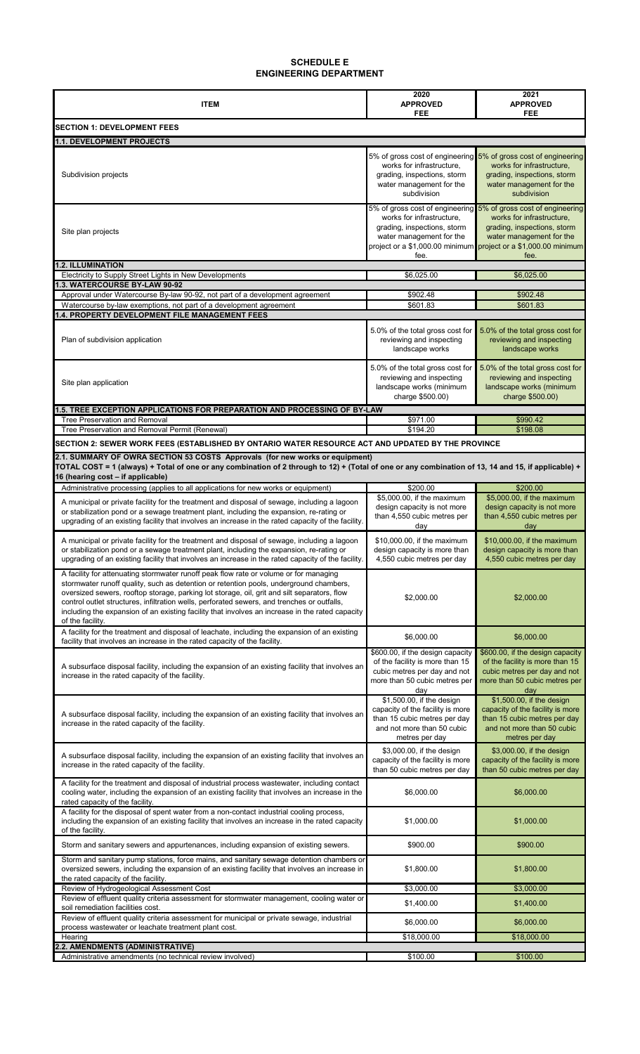# SCHEDULE E
## ENGINEERING DEPARTMENT

| ITEM | 2020 APPROVED FEE | 2021 APPROVED FEE |
|---|---|---|
| **SECTION 1: DEVELOPMENT FEES** | | |
| **1.1. DEVELOPMENT PROJECTS** | | |
| Subdivision projects | 5% of gross cost of engineering works for infrastructure, grading, inspections, storm water management for the subdivision | 5% of gross cost of engineering works for infrastructure, grading, inspections, storm water management for the subdivision |
| Site plan projects | 5% of gross cost of engineering works for infrastructure, grading, inspections, storm water management for the project or a $1,000.00 minimum fee. | 5% of gross cost of engineering works for infrastructure, grading, inspections, storm water management for the project or a $1,000.00 minimum fee. |
| **1.2. ILLUMINATION** | | |
| Electricity to Supply Street Lights in New Developments | $6,025.00 | $6,025.00 |
| **1.3. WATERCOURSE BY-LAW 90-92** | | |
| Approval under Watercourse By-law 90-92, not part of a development agreement | $902.48 | $902.48 |
| Watercourse by-law exemptions, not part of a development agreement | $601.83 | $601.83 |
| **1.4. PROPERTY DEVELOPMENT FILE MANAGEMENT FEES** | | |
| Plan of subdivision application | 5.0% of the total gross cost for reviewing and inspecting landscape works | 5.0% of the total gross cost for reviewing and inspecting landscape works |
| Site plan application | 5.0% of the total gross cost for reviewing and inspecting landscape works (minimum charge $500.00) | 5.0% of the total gross cost for reviewing and inspecting landscape works (minimum charge $500.00) |
| **1.5. TREE EXCEPTION APPLICATIONS FOR PREPARATION AND PROCESSING OF BY-LAW** | | |
| Tree Preservation and Removal | $971.00 | $990.42 |
| Tree Preservation and Removal Permit (Renewal) | $194.20 | $198.08 |
| **SECTION 2: SEWER WORK FEES (ESTABLISHED BY ONTARIO WATER RESOURCE ACT AND UPDATED BY THE PROVINCE** | | |
| **2.1. SUMMARY OF OWRA SECTION 53 COSTS Approvals (for new works or equipment)** **TOTAL COST = 1 (always) + Total of one or any combination of 2 through to 12) + (Total of one or any combination of 13, 14 and 15, if applicable) + 16 (hearing cost – if applicable)** | | |
| Administrative processing (applies to all applications for new works or equipment) | $200.00 | $200.00 |
| A municipal or private facility for the treatment and disposal of sewage, including a lagoon or stabilization pond or a sewage treatment plant, including the expansion, re-rating or upgrading of an existing facility that involves an increase in the rated capacity of the facility. | $5,000.00, if the maximum design capacity is not more than 4,550 cubic metres per day | $5,000.00, if the maximum design capacity is not more than 4,550 cubic metres per day |
| A municipal or private facility for the treatment and disposal of sewage, including a lagoon or stabilization pond or a sewage treatment plant, including the expansion, re-rating or upgrading of an existing facility that involves an increase in the rated capacity of the facility. | $10,000.00, if the maximum design capacity is more than 4,550 cubic metres per day | $10,000.00, if the maximum design capacity is more than 4,550 cubic metres per day |
| A facility for attenuating stormwater runoff peak flow rate or volume or for managing stormwater runoff quality, such as detention or retention pools, underground chambers, oversized sewers, rooftop storage, parking lot storage, oil, grit and silt separators, flow control outlet structures, infiltration wells, perforated sewers, and trenches or outfalls, including the expansion of an existing facility that involves an increase in the rated capacity of the facility. | $2,000.00 | $2,000.00 |
| A facility for the treatment and disposal of leachate, including the expansion of an existing facility that involves an increase in the rated capacity of the facility. | $6,000.00 | $6,000.00 |
| A subsurface disposal facility, including the expansion of an existing facility that involves an increase in the rated capacity of the facility. | $600.00, if the design capacity of the facility is more than 15 cubic metres per day and not more than 50 cubic metres per day | $600.00, if the design capacity of the facility is more than 15 cubic metres per day and not more than 50 cubic metres per day |
| A subsurface disposal facility, including the expansion of an existing facility that involves an increase in the rated capacity of the facility. | $1,500.00, if the design capacity of the facility is more than 15 cubic metres per day and not more than 50 cubic metres per day | $1,500.00, if the design capacity of the facility is more than 15 cubic metres per day and not more than 50 cubic metres per day |
| A subsurface disposal facility, including the expansion of an existing facility that involves an increase in the rated capacity of the facility. | $3,000.00, if the design capacity of the facility is more than 50 cubic metres per day | $3,000.00, if the design capacity of the facility is more than 50 cubic metres per day |
| A facility for the treatment and disposal of industrial process wastewater, including contact cooling water, including the expansion of an existing facility that involves an increase in the rated capacity of the facility. | $6,000.00 | $6,000.00 |
| A facility for the disposal of spent water from a non-contact industrial cooling process, including the expansion of an existing facility that involves an increase in the rated capacity of the facility. | $1,000.00 | $1,000.00 |
| Storm and sanitary sewers and appurtenances, including expansion of existing sewers. | $900.00 | $900.00 |
| Storm and sanitary pump stations, force mains, and sanitary sewage detention chambers or oversized sewers, including the expansion of an existing facility that involves an increase in the rated capacity of the facility. | $1,800.00 | $1,800.00 |
| Review of Hydrogeological Assessment Cost | $3,000.00 | $3,000.00 |
| Review of effluent quality criteria assessment for stormwater management, cooling water or soil remediation facilities cost. | $1,400.00 | $1,400.00 |
| Review of effluent quality criteria assessment for municipal or private sewage, industrial process wastewater or leachate treatment plant cost. | $6,000.00 | $6,000.00 |
| Hearing | $18,000.00 | $18,000.00 |
| **2.2. AMENDMENTS (ADMINISTRATIVE)** | | |
| Administrative amendments (no technical review involved) | $100.00 | $100.00 |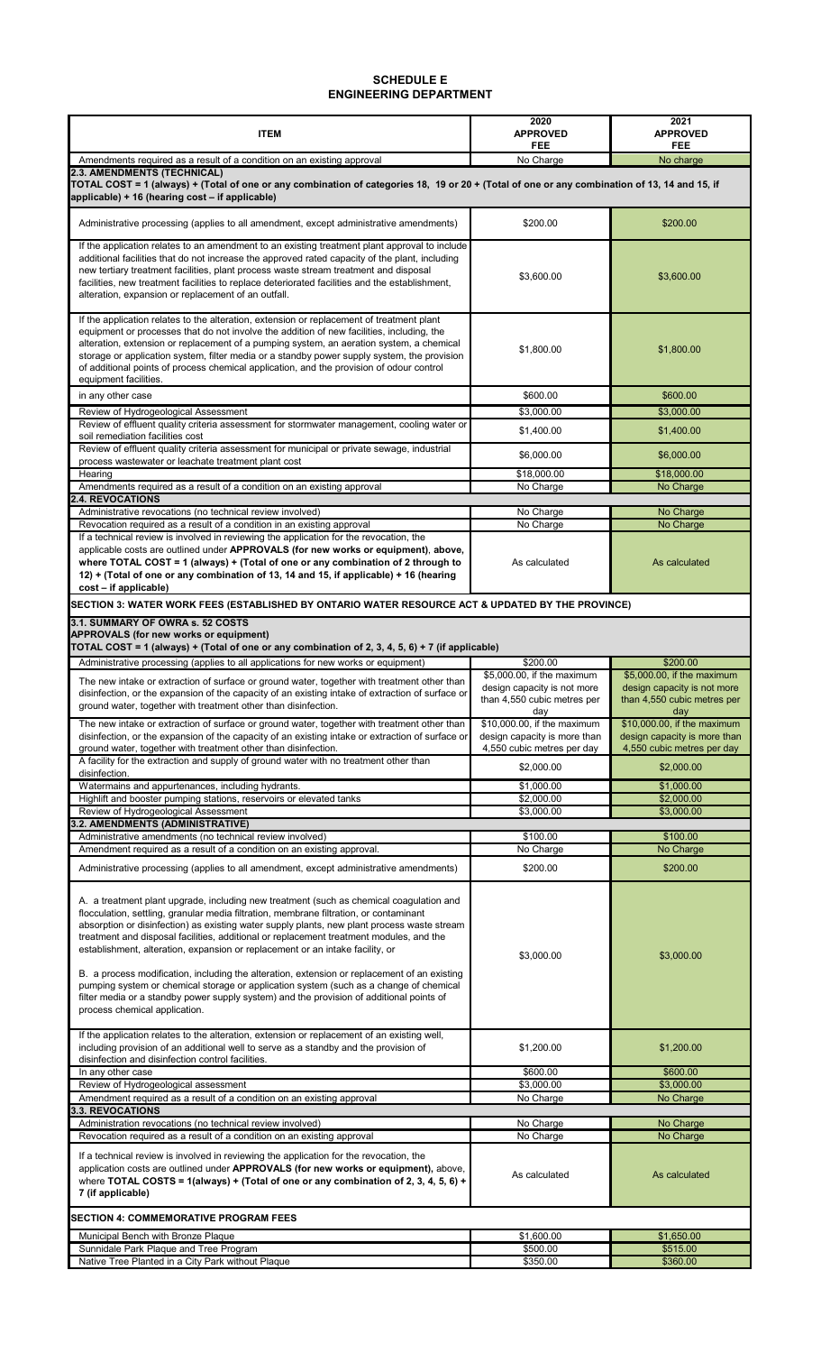# SCHEDULE E
## ENGINEERING DEPARTMENT

| ITEM | 2020 APPROVED FEE | 2021 APPROVED FEE |
|---|---|---|
| Amendments required as a result of a condition on an existing approval | No Charge | No charge |
| **2.3. AMENDMENTS (TECHNICAL)** **TOTAL COST = 1 (always) + (Total of one or any combination of categories 18, 19 or 20 + (Total of one or any combination of 13, 14 and 15, if applicable) + 16 (hearing cost – if applicable)** | | |
| Administrative processing (applies to all amendment, except administrative amendments) | $200.00 | $200.00 |
| If the application relates to an amendment to an existing treatment plant approval to include additional facilities that do not increase the approved rated capacity of the plant, including new tertiary treatment facilities, plant process waste stream treatment and disposal facilities, new treatment facilities to replace deteriorated facilities and the establishment, alteration, expansion or replacement of an outfall. | $3,600.00 | $3,600.00 |
| If the application relates to the alteration, extension or replacement of treatment plant equipment or processes that do not involve the addition of new facilities, including, the alteration, extension or replacement of a pumping system, an aeration system, a chemical storage or application system, filter media or a standby power supply system, the provision of additional points of process chemical application, and the provision of odour control equipment facilities. | $1,800.00 | $1,800.00 |
| in any other case | $600.00 | $600.00 |
| Review of Hydrogeological Assessment | $3,000.00 | $3,000.00 |
| Review of effluent quality criteria assessment for stormwater management, cooling water or soil remediation facilities cost | $1,400.00 | $1,400.00 |
| Review of effluent quality criteria assessment for municipal or private sewage, industrial process wastewater or leachate treatment plant cost | $6,000.00 | $6,000.00 |
| Hearing | $18,000.00 | $18,000.00 |
| Amendments required as a result of a condition on an existing approval | No Charge | No Charge |
| **2.4. REVOCATIONS** | | |
| Administrative revocations (no technical review involved) | No Charge | No Charge |
| Revocation required as a result of a condition in an existing approval | No Charge | No Charge |
| If a technical review is involved in reviewing the application for the revocation, the applicable costs are outlined under **APPROVALS (for new works or equipment)**, **above, where TOTAL COST = 1 (always) + (Total of one or any combination of 2 through to 12) + (Total of one or any combination of 13, 14 and 15, if applicable) + 16 (hearing cost – if applicable)** | As calculated | As calculated |
| **SECTION 3: WATER WORK FEES (ESTABLISHED BY ONTARIO WATER RESOURCE ACT & UPDATED BY THE PROVINCE)** | | |
| **3.1. SUMMARY OF OWRA s. 52 COSTS** **APPROVALS (for new works or equipment)** **TOTAL COST = 1 (always) + (Total of one or any combination of 2, 3, 4, 5, 6) + 7 (if applicable)** | | |
| Administrative processing (applies to all applications for new works or equipment) | $200.00 | $200.00 |
| The new intake or extraction of surface or ground water, together with treatment other than disinfection, or the expansion of the capacity of an existing intake of extraction of surface or ground water, together with treatment other than disinfection. | $5,000.00, if the maximum design capacity is not more than 4,550 cubic metres per day | $5,000.00, if the maximum design capacity is not more than 4,550 cubic metres per day |
| The new intake or extraction of surface or ground water, together with treatment other than disinfection, or the expansion of the capacity of an existing intake or extraction of surface or ground water, together with treatment other than disinfection. | $10,000.00, if the maximum design capacity is more than 4,550 cubic metres per day | $10,000.00, if the maximum design capacity is more than 4,550 cubic metres per day |
| A facility for the extraction and supply of ground water with no treatment other than disinfection. | $2,000.00 | $2,000.00 |
| Watermains and appurtenances, including hydrants. | $1,000.00 | $1,000.00 |
| Highlift and booster pumping stations, reservoirs or elevated tanks | $2,000.00 | $2,000.00 |
| Review of Hydrogeological Assessment | $3,000.00 | $3,000.00 |
| **3.2. AMENDMENTS (ADMINISTRATIVE)** | | |
| Administrative amendments (no technical review involved) | $100.00 | $100.00 |
| Amendment required as a result of a condition on an existing approval. | No Charge | No Charge |
| Administrative processing (applies to all amendment, except administrative amendments) | $200.00 | $200.00 |
| A. a treatment plant upgrade, including new treatment (such as chemical coagulation and flocculation, settling, granular media filtration, membrane filtration, or contaminant absorption or disinfection) as existing water supply plants, new plant process waste stream treatment and disposal facilities, additional or replacement treatment modules, and the establishment, alteration, expansion or replacement or an intake facility, or<br><br>B. a process modification, including the alteration, extension or replacement of an existing pumping system or chemical storage or application system (such as a change of chemical filter media or a standby power supply system) and the provision of additional points of process chemical application. | $3,000.00 | $3,000.00 |
| If the application relates to the alteration, extension or replacement of an existing well, including provision of an additional well to serve as a standby and the provision of disinfection and disinfection control facilities. | $1,200.00 | $1,200.00 |
| In any other case | $600.00 | $600.00 |
| Review of Hydrogeological assessment | $3,000.00 | $3,000.00 |
| Amendment required as a result of a condition on an existing approval | No Charge | No Charge |
| **3.3. REVOCATIONS** | | |
| Administration revocations (no technical review involved) | No Charge | No Charge |
| Revocation required as a result of a condition on an existing approval | No Charge | No Charge |
| If a technical review is involved in reviewing the application for the revocation, the application costs are outlined under **APPROVALS (for new works or equipment),** above, where **TOTAL COSTS = 1(always) + (Total of one or any combination of 2, 3, 4, 5, 6) + 7 (if applicable)** | As calculated | As calculated |
| **SECTION 4: COMMEMORATIVE PROGRAM FEES** | | |
| Municipal Bench with Bronze Plaque | $1,600.00 | $1,650.00 |
| Sunnidale Park Plaque and Tree Program | $500.00 | $515.00 |
| Native Tree Planted in a City Park without Plaque | $350.00 | $360.00 |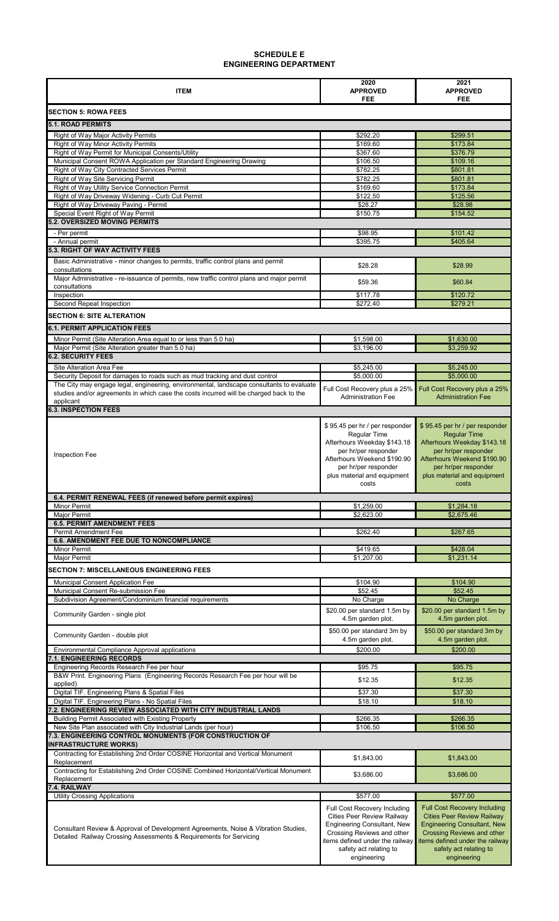# SCHEDULE E
## ENGINEERING DEPARTMENT

| ITEM | 2020 APPROVED FEE | 2021 APPROVED FEE |
|---|---|---|
| **SECTION 5: ROWA FEES** | | |
| **5.1. ROAD PERMITS** | | |
| Right of Way Major Activity Permits | $292.20 | $299.51 |
| Right of Way Minor Activity Permits | $169.60 | $173.84 |
| Right of Way Permit for Municipal Consents/Utility | $367.60 | $376.79 |
| Municipal Consent ROWA Application per Standard Engineering Drawing | $106.50 | $109.16 |
| Right of Way City Contracted Services Permit | $782.25 | $801.81 |
| Right of Way Site Servicing Permit | $782.25 | $801.81 |
| Right of Way Utility Service Connection Permit | $169.60 | $173.84 |
| Right of Way Driveway Widening - Curb Cut Permit | $122.50 | $125.56 |
| Right of Way Driveway Paving - Permit | $28.27 | $28.98 |
| Special Event Right of Way Permit | $150.75 | $154.52 |
| **5.2. OVERSIZED MOVING PERMITS** | | |
| - Per permit | $98.95 | $101.42 |
| - Annual permit | $395.75 | $405.64 |
| **5.3. RIGHT OF WAY ACTIVITY FEES** | | |
| Basic Administrative - minor changes to permits, traffic control plans and permit consultations | $28.28 | $28.99 |
| Major Administrative - re-issuance of permits, new traffic control plans and major permit consultations | $59.36 | $60.84 |
| Inspection | $117.78 | $120.72 |
| Second Repeat Inspection | $272.40 | $279.21 |
| **SECTION 6: SITE ALTERATION** | | |
| **6.1. PERMIT APPLICATION FEES** | | |
| Minor Permit (Site Alteration Area equal to or less than 5.0 ha) | $1,598.00 | $1,630.00 |
| Major Permit (Site Alteration greater than 5.0 ha) | $3,196.00 | $3,259.92 |
| **6.2. SECURITY FEES** | | |
| Site Alteration Area Fee | $5,245.00 | $5,245.00 |
| Security Deposit for damages to roads such as mud tracking and dust control | $5,000.00 | $5,000.00 |
| The City may engage legal, engineering, environmental, landscape consultants to evaluate studies and/or agreements in which case the costs incurred will be charged back to the applicant | Full Cost Recovery plus a 25% Administration Fee | Full Cost Recovery plus a 25% Administration Fee |
| **6.3. INSPECTION FEES** | | |
| Inspection Fee | $ 95.45 per hr / per responder Regular Time Afterhours Weekday $143.18 per hr/per responder Afterhours Weekend $190.90 per hr/per responder plus material and equipment costs | $ 95.45 per hr / per responder Regular Time Afterhours Weekday $143.18 per hr/per responder Afterhours Weekend $190.90 per hr/per responder plus material and equipment costs |
| **6.4. PERMIT RENEWAL FEES (if renewed before permit expires)** | | |
| Minor Permit | $1,259.00 | $1,284.18 |
| Major Permit | $2,623.00 | $2,675.46 |
| **6.5. PERMIT AMENDMENT FEES** | | |
| Permit Amendment Fee | $262.40 | $267.65 |
| **6.6. AMENDMENT FEE DUE TO NONCOMPLIANCE** | | |
| Minor Permit | $419.65 | $428.04 |
| Major Permit | $1,207.00 | $1,231.14 |
| **SECTION 7: MISCELLANEOUS ENGINEERING FEES** | | |
| Municipal Consent Application Fee | $104.90 | $104.90 |
| Municipal Consent Re-submission Fee | $52.45 | $52.45 |
| Subdivision Agreement/Condominium financial requirements | No Charge | No Charge |
| Community Garden - single plot | $20.00 per standard 1.5m by 4.5m garden plot. | $20.00 per standard 1.5m by 4.5m garden plot. |
| Community Garden - double plot | $50.00 per standard 3m by 4.5m garden plot. | $50.00 per standard 3m by 4.5m garden plot. |
| Environmental Compliance Approval applications | $200.00 | $200.00 |
| **7.1. ENGINEERING RECORDS** | | |
| Engineering Records Research Fee per hour | $95.75 | $95.75 |
| B&W Print. Engineering Plans (Engineering Records Research Fee per hour will be applied) | $12.35 | $12.35 |
| Digital TIF. Engineering Plans & Spatial Files | $37.30 | $37.30 |
| Digital TIF. Engineering Plans - No Spatial Files | $18.10 | $18.10 |
| **7.2. ENGINEERING REVIEW ASSOCIATED WITH CITY INDUSTRIAL LANDS** | | |
| Building Permit Associated with Existing Property | $266.35 | $266.35 |
| New Site Plan associated with City Industrial Lands (per hour) | $106.50 | $106.50 |
| **7.3. ENGINEERING CONTROL MONUMENTS (FOR CONSTRUCTION OF INFRASTRUCTURE WORKS)** | | |
| Contracting for Establishing 2nd Order COSINE Horizontal and Vertical Monument Replacement | $1,843.00 | $1,843.00 |
| Contracting for Establishing 2nd Order COSINE Combined Horizontal/Vertical Monument Replacement | $3,686.00 | $3,686.00 |
| **7.4. RAILWAY** | | |
| Utility Crossing Applications | $577.00 | $577.00 |
| Consultant Review & Approval of Development Agreements, Noise & Vibration Studies, Detailed Railway Crossing Assessments & Requirements for Servicing | Full Cost Recovery Including Cities Peer Review Railway Engineering Consultant, New Crossing Reviews and other items defined under the railway safety act relating to engineering | Full Cost Recovery Including Cities Peer Review Railway Engineering Consultant, New Crossing Reviews and other items defined under the railway safety act relating to engineering |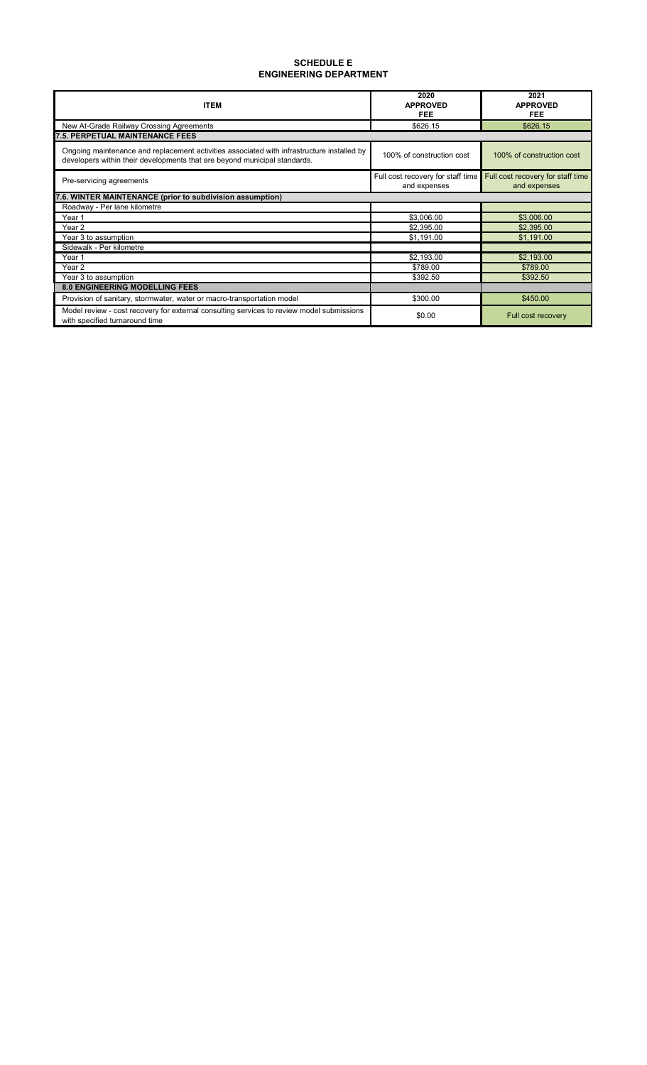## SCHEDULE E
## ENGINEERING DEPARTMENT

| ITEM | 2020 APPROVED FEE | 2021 APPROVED FEE |
|---|---|---|
| New At-Grade Railway Crossing Agreements | $626.15 | $626.15 |
| **7.5. PERPETUAL MAINTENANCE FEES** | | |
| Ongoing maintenance and replacement activities associated with infrastructure installed by developers within their developments that are beyond municipal standards. | 100% of construction cost | 100% of construction cost |
| Pre-servicing agreements | Full cost recovery for staff time and expenses | Full cost recovery for staff time and expenses |
| **7.6. WINTER MAINTENANCE (prior to subdivision assumption)** | | |
| Roadway - Per lane kilometre | | |
| Year 1 | $3,006.00 | $3,006.00 |
| Year 2 | $2,395.00 | $2,395.00 |
| Year 3 to assumption | $1,191.00 | $1,191.00 |
| Sidewalk - Per kilometre | | |
| Year 1 | $2,193.00 | $2,193.00 |
| Year 2 | $789.00 | $789.00 |
| Year 3 to assumption | $392.50 | $392.50 |
| **8.0 ENGINEERING MODELLING FEES** | | |
| Provision of sanitary, stormwater, water or macro-transportation model | $300.00 | $450.00 |
| Model review - cost recovery for external consulting services to review model submissions with specified turnaround time | $0.00 | Full cost recovery |